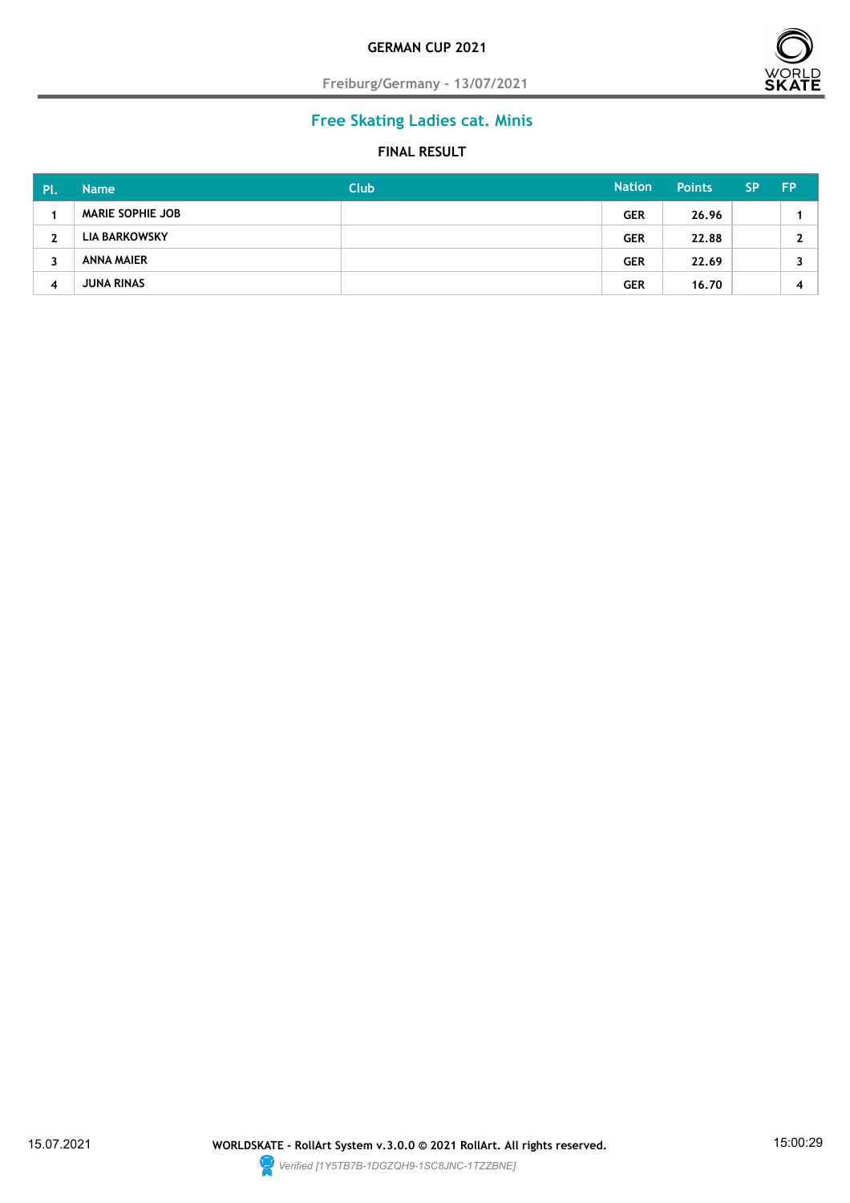# GERMAN CUP 2021

Freiburg/Germany - 13/07/2021

## Free Skating Ladies cat. Minis

### FINAL RESULT

| Pl. | Name | Club | Nation | Points | SP | FP |
|---|---|---|---|---|---|---|
| 1 | MARIE SOPHIE JOB | | GER | 26.96 | | 1 |
| 2 | LIA BARKOWSKY | | GER | 22.88 | | 2 |
| 3 | ANNA MAIER | | GER | 22.69 | | 3 |
| 4 | JUNA RINAS | | GER | 16.70 | | 4 |

15.07.2021 WORLDSKATE - RollArt System v.3.0.0 © 2021 RollArt. All rights reserved. 15:00:29

*Verified [1Y5TB7B-1DGZQH9-1SC8JNC-1TZZBNE]*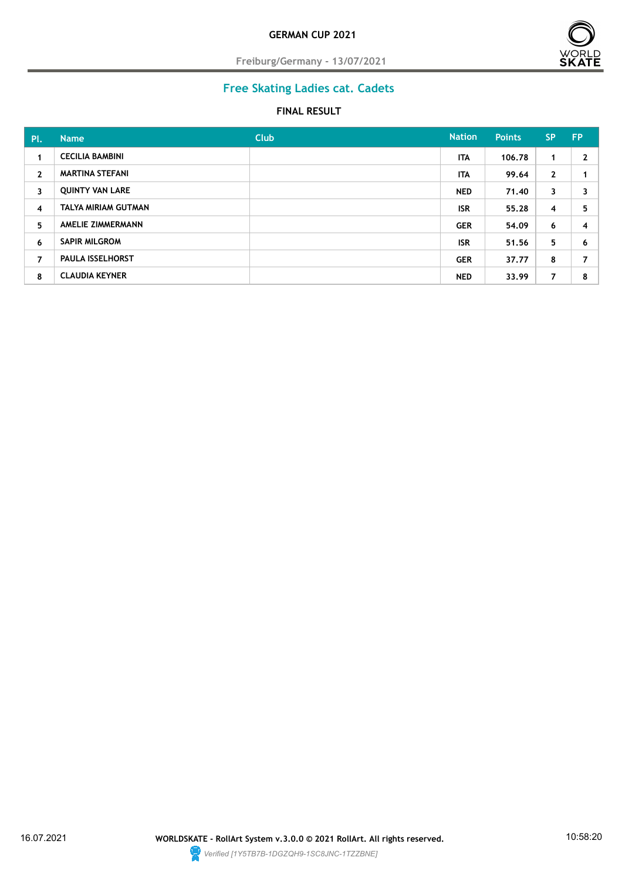# GERMAN CUP 2021

Freiburg/Germany - 13/07/2021

## Free Skating Ladies cat. Cadets

### FINAL RESULT

| Pl. | Name | Club | Nation | Points | SP | FP |
|---|---|---|---|---|---|---|
| 1 | CECILIA BAMBINI | | ITA | 106.78 | 1 | 2 |
| 2 | MARTINA STEFANI | | ITA | 99.64 | 2 | 1 |
| 3 | QUINTY VAN LARE | | NED | 71.40 | 3 | 3 |
| 4 | TALYA MIRIAM GUTMAN | | ISR | 55.28 | 4 | 5 |
| 5 | AMELIE ZIMMERMANN | | GER | 54.09 | 6 | 4 |
| 6 | SAPIR MILGROM | | ISR | 51.56 | 5 | 6 |
| 7 | PAULA ISSELHORST | | GER | 37.77 | 8 | 7 |
| 8 | CLAUDIA KEYNER | | NED | 33.99 | 7 | 8 |

16.07.2021 **WORLDSKATE - RollArt System v.3.0.0 © 2021 RollArt. All rights reserved.** 10:58:20

*Verified [1Y5TB7B-1DGZQH9-1SC8JNC-1TZZBNE]*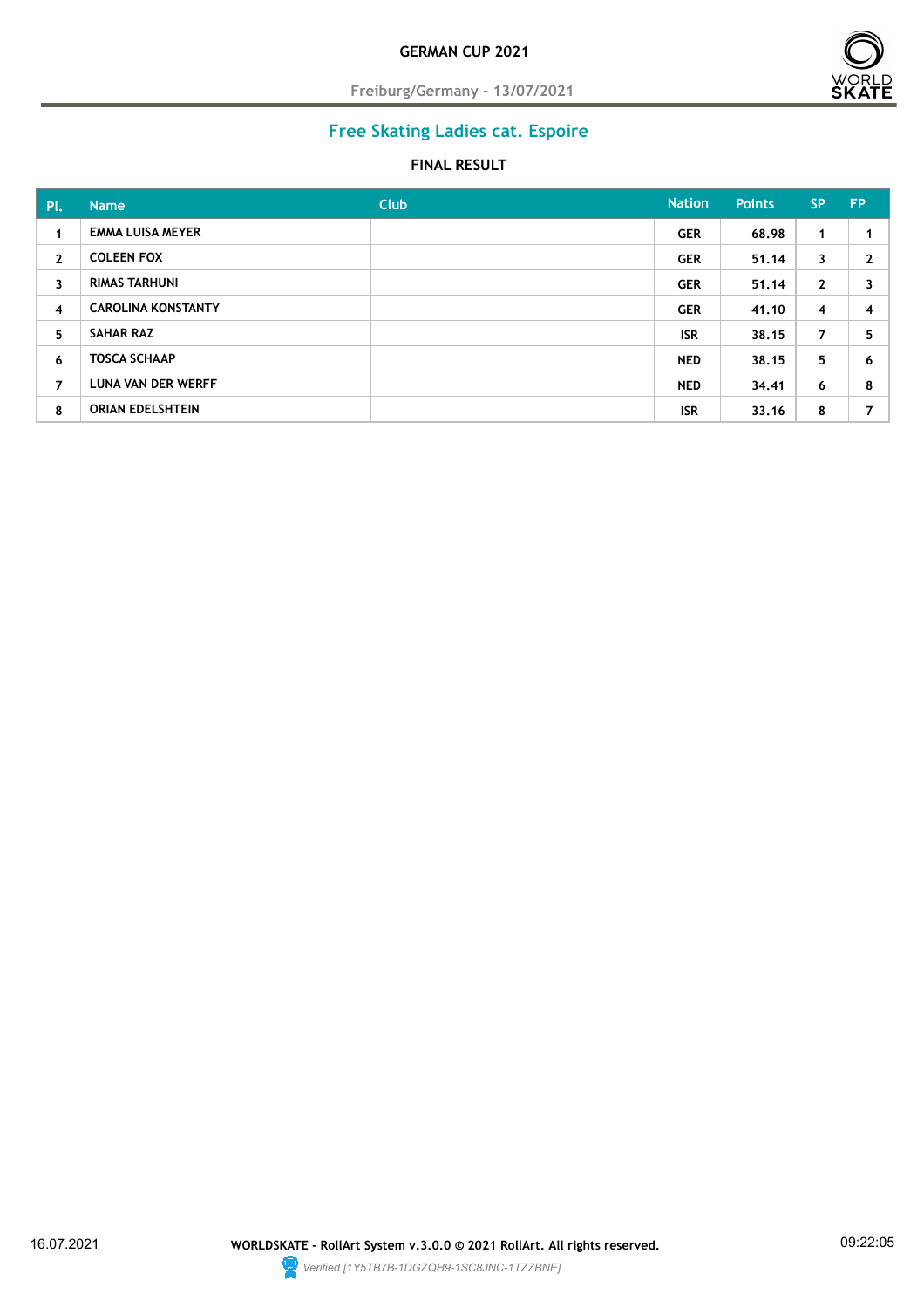GERMAN CUP 2021

Freiburg/Germany - 13/07/2021

## Free Skating Ladies cat. Espoire

### FINAL RESULT

| Pl. | Name | Club | Nation | Points | SP | FP |
|---|---|---|---|---|---|---|
| 1 | EMMA LUISA MEYER | | GER | 68.98 | 1 | 1 |
| 2 | COLEEN FOX | | GER | 51.14 | 3 | 2 |
| 3 | RIMAS TARHUNI | | GER | 51.14 | 2 | 3 |
| 4 | CAROLINA KONSTANTY | | GER | 41.10 | 4 | 4 |
| 5 | SAHAR RAZ | | ISR | 38.15 | 7 | 5 |
| 6 | TOSCA SCHAAP | | NED | 38.15 | 5 | 6 |
| 7 | LUNA VAN DER WERFF | | NED | 34.41 | 6 | 8 |
| 8 | ORIAN EDELSHTEIN | | ISR | 33.16 | 8 | 7 |

16.07.2021 **WORLDSKATE - RollArt System v.3.0.0 © 2021 RollArt. All rights reserved.** 09:22:05

*Verified [1Y5TB7B-1DGZQH9-1SC8JNC-1TZZBNE]*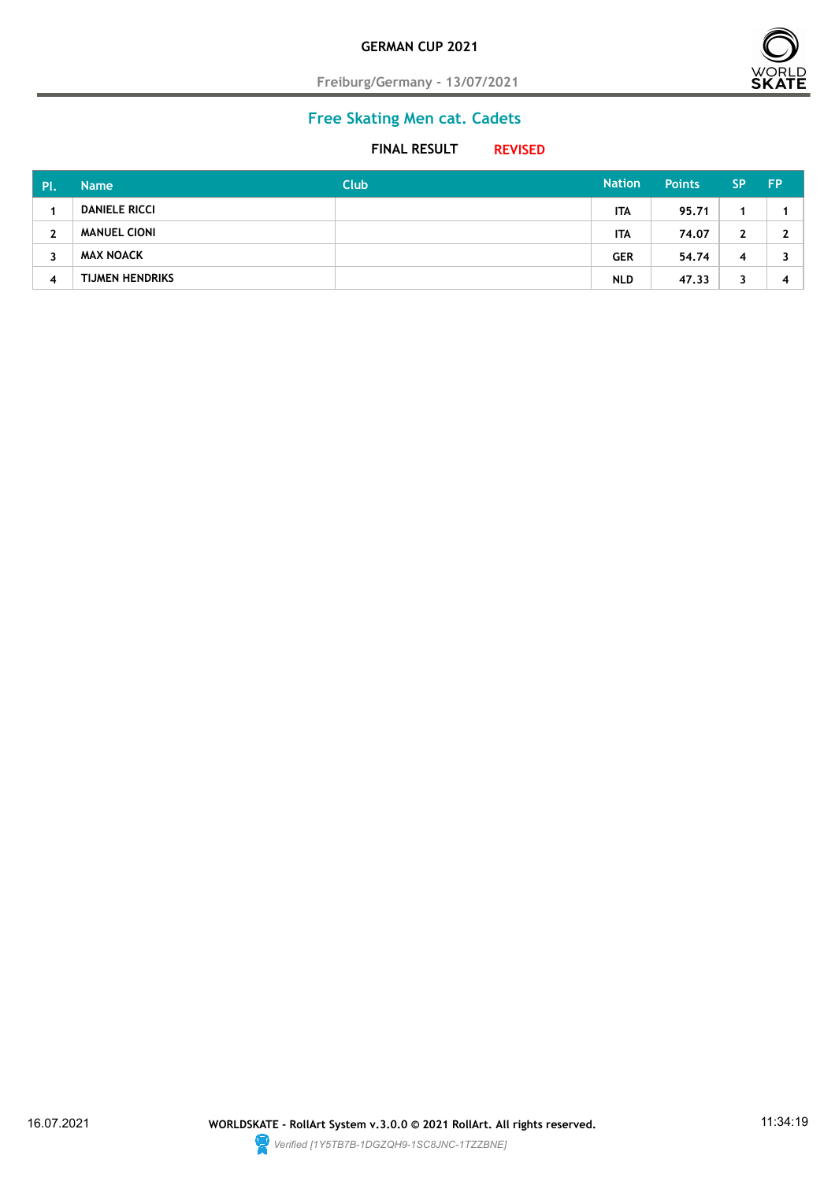GERMAN CUP 2021

Freiburg/Germany - 13/07/2021

## Free Skating Men cat. Cadets

**FINAL RESULT** **REVISED**

| Pl. | Name | Club | Nation | Points | SP | FP |
|---|---|---|---|---|---|---|
| 1 | DANIELE RICCI | | ITA | 95.71 | 1 | 1 |
| 2 | MANUEL CIONI | | ITA | 74.07 | 2 | 2 |
| 3 | MAX NOACK | | GER | 54.74 | 4 | 3 |
| 4 | TIJMEN HENDRIKS | | NLD | 47.33 | 3 | 4 |

16.07.2021 **WORLDSKATE - RollArt System v.3.0.0 © 2021 RollArt. All rights reserved.** 11:34:19

*Verified [1Y5TB7B-1DGZQH9-1SC8JNC-1TZZBNE]*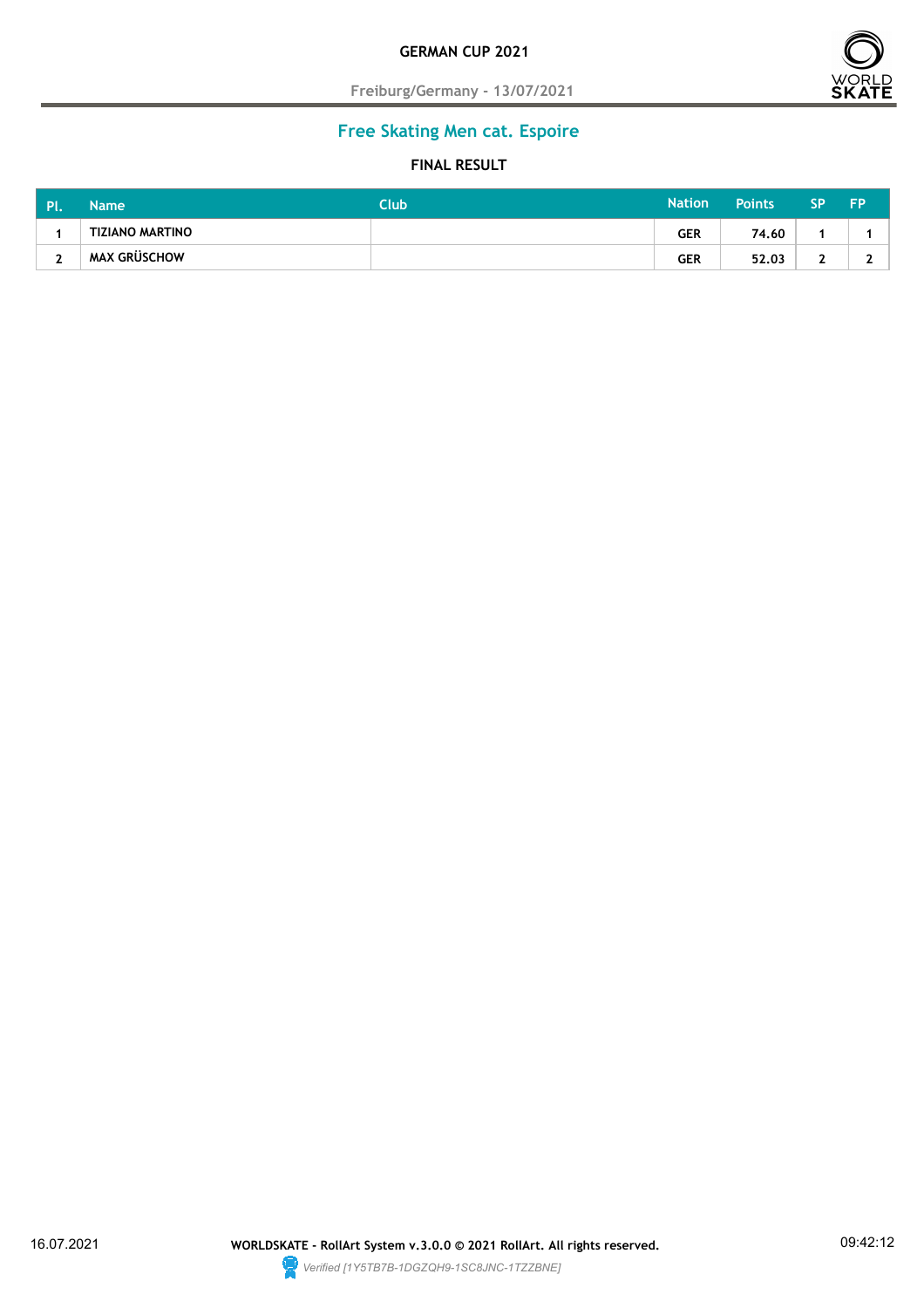GERMAN CUP 2021

Freiburg/Germany - 13/07/2021

## Free Skating Men cat. Espoire

### FINAL RESULT

| Pl. | Name | Club | Nation | Points | SP | FP |
|---|---|---|---|---|---|---|
| 1 | TIZIANO MARTINO | | GER | 74.60 | 1 | 1 |
| 2 | MAX GRÜSCHOW | | GER | 52.03 | 2 | 2 |

16.07.2021 **WORLDSKATE - RollArt System v.3.0.0 © 2021 RollArt. All rights reserved.** 09:42:12

*Verified [1Y5TB7B-1DGZQH9-1SC8JNC-1TZZBNE]*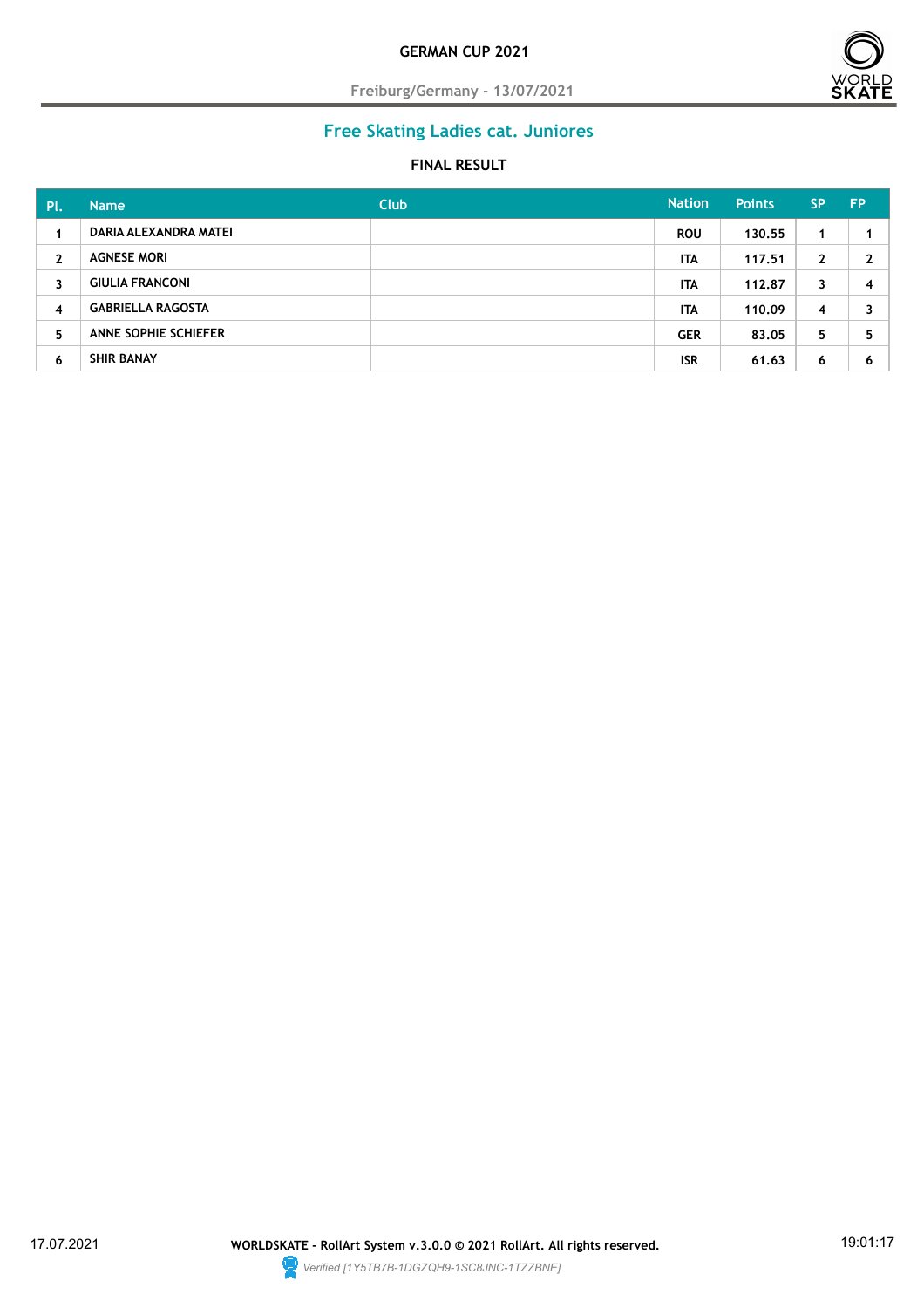GERMAN CUP 2021

Freiburg/Germany - 13/07/2021

## Free Skating Ladies cat. Juniores

### FINAL RESULT

| Pl. | Name | Club | Nation | Points | SP | FP |
|---|---|---|---|---|---|---|
| 1 | DARIA ALEXANDRA MATEI | | ROU | 130.55 | 1 | 1 |
| 2 | AGNESE MORI | | ITA | 117.51 | 2 | 2 |
| 3 | GIULIA FRANCONI | | ITA | 112.87 | 3 | 4 |
| 4 | GABRIELLA RAGOSTA | | ITA | 110.09 | 4 | 3 |
| 5 | ANNE SOPHIE SCHIEFER | | GER | 83.05 | 5 | 5 |
| 6 | SHIR BANAY | | ISR | 61.63 | 6 | 6 |

17.07.2021 **WORLDSKATE - RollArt System v.3.0.0 © 2021 RollArt. All rights reserved.** 19:01:17

*Verified [1Y5TB7B-1DGZQH9-1SC8JNC-1TZZBNE]*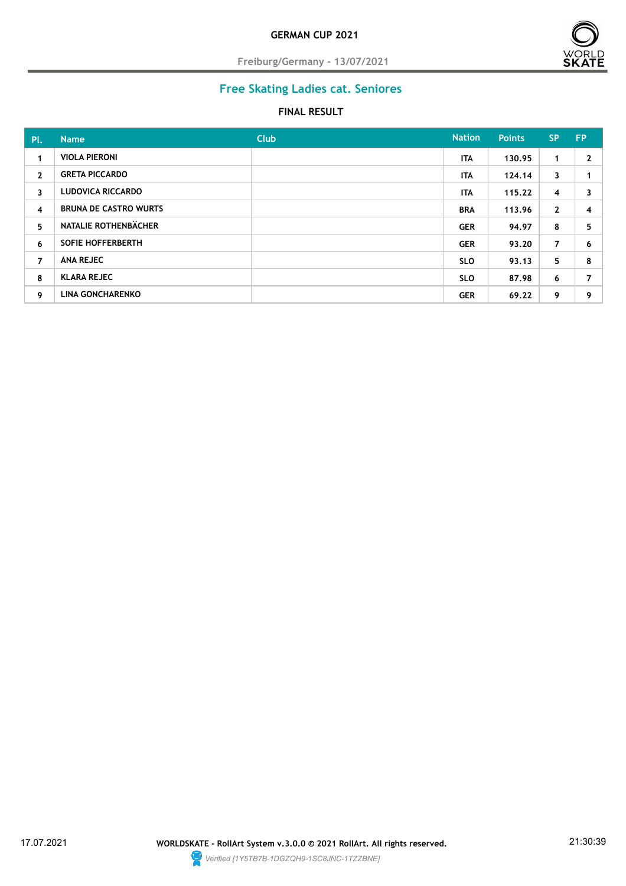GERMAN CUP 2021

Freiburg/Germany - 13/07/2021

## Free Skating Ladies cat. Seniores

### FINAL RESULT

| Pl. | Name | Club | Nation | Points | SP | FP |
|---|---|---|---|---|---|---|
| 1 | VIOLA PIERONI | | ITA | 130.95 | 1 | 2 |
| 2 | GRETA PICCARDO | | ITA | 124.14 | 3 | 1 |
| 3 | LUDOVICA RICCARDO | | ITA | 115.22 | 4 | 3 |
| 4 | BRUNA DE CASTRO WURTS | | BRA | 113.96 | 2 | 4 |
| 5 | NATALIE ROTHENBÄCHER | | GER | 94.97 | 8 | 5 |
| 6 | SOFIE HOFFERBERTH | | GER | 93.20 | 7 | 6 |
| 7 | ANA REJEC | | SLO | 93.13 | 5 | 8 |
| 8 | KLARA REJEC | | SLO | 87.98 | 6 | 7 |
| 9 | LINA GONCHARENKO | | GER | 69.22 | 9 | 9 |

17.07.2021 WORLDSKATE - RollArt System v.3.0.0 © 2021 RollArt. All rights reserved. 21:30:39

*Verified [1Y5TB7B-1DGZQH9-1SC8JNC-1TZZBNE]*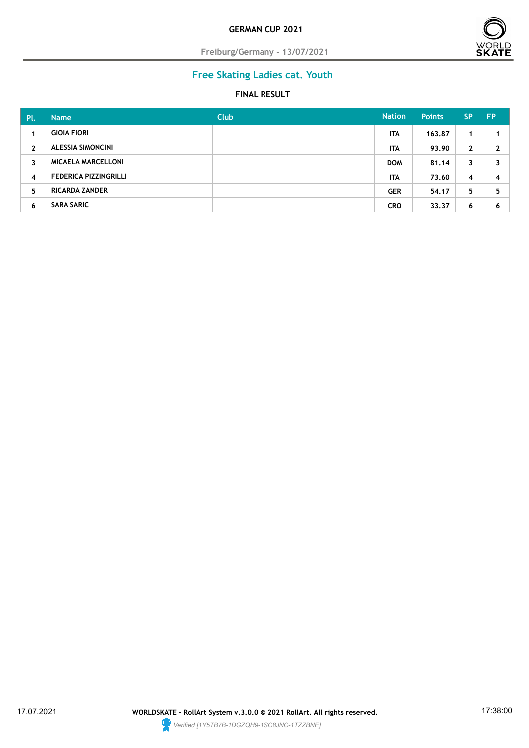GERMAN CUP 2021

Freiburg/Germany - 13/07/2021

## Free Skating Ladies cat. Youth

### FINAL RESULT

| Pl. | Name | Club | Nation | Points | SP | FP |
|---|---|---|---|---|---|---|
| 1 | GIOIA FIORI | | ITA | 163.87 | 1 | 1 |
| 2 | ALESSIA SIMONCINI | | ITA | 93.90 | 2 | 2 |
| 3 | MICAELA MARCELLONI | | DOM | 81.14 | 3 | 3 |
| 4 | FEDERICA PIZZINGRILLI | | ITA | 73.60 | 4 | 4 |
| 5 | RICARDA ZANDER | | GER | 54.17 | 5 | 5 |
| 6 | SARA SARIC | | CRO | 33.37 | 6 | 6 |

17.07.2021 WORLDSKATE - RollArt System v.3.0.0 © 2021 RollArt. All rights reserved. 17:38:00

*Verified [1Y5TB7B-1DGZQH9-1SC8JNC-1TZZBNE]*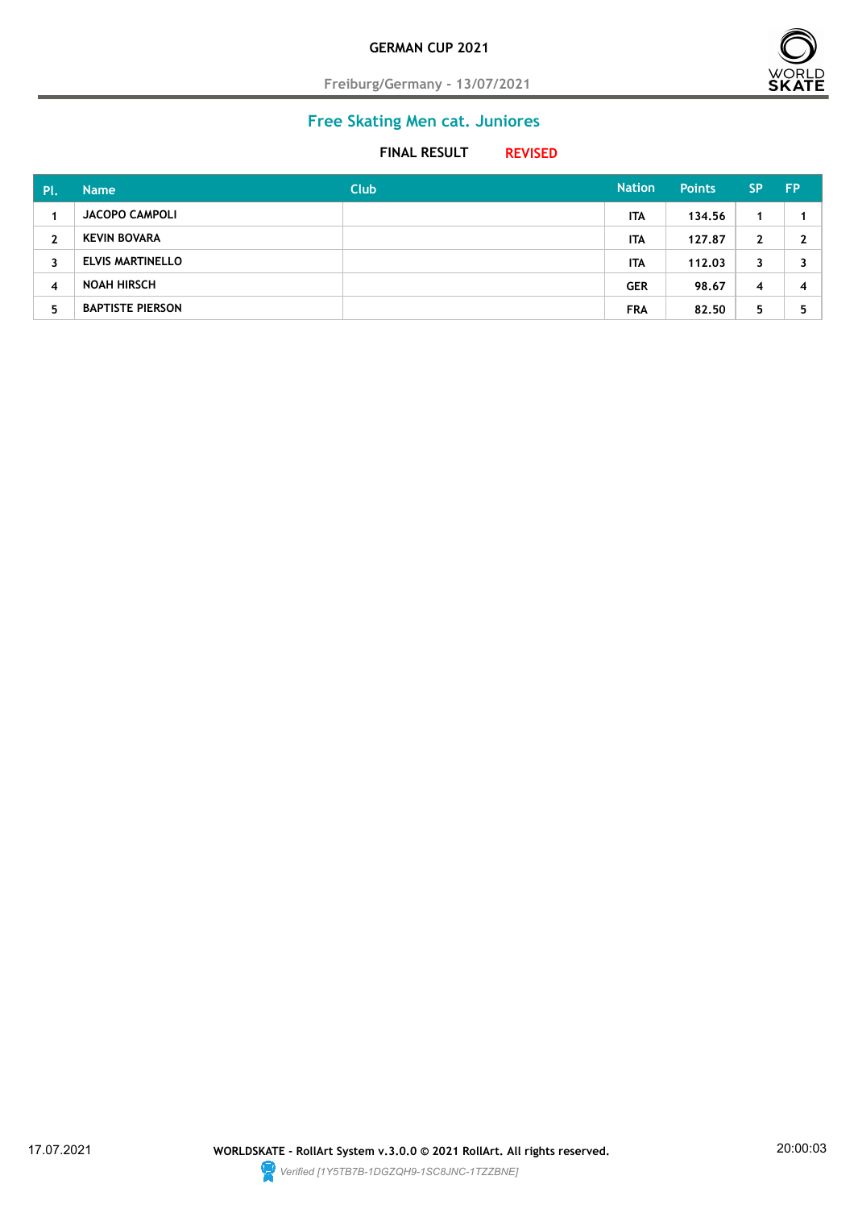GERMAN CUP 2021

Freiburg/Germany - 13/07/2021

## Free Skating Men cat. Juniores

**FINAL RESULT** **REVISED**

| Pl. | Name | Club | Nation | Points | SP | FP |
|---|---|---|---|---|---|---|
| 1 | JACOPO CAMPOLI | | ITA | 134.56 | 1 | 1 |
| 2 | KEVIN BOVARA | | ITA | 127.87 | 2 | 2 |
| 3 | ELVIS MARTINELLO | | ITA | 112.03 | 3 | 3 |
| 4 | NOAH HIRSCH | | GER | 98.67 | 4 | 4 |
| 5 | BAPTISTE PIERSON | | FRA | 82.50 | 5 | 5 |

17.07.2021 **WORLDSKATE - RollArt System v.3.0.0 © 2021 RollArt. All rights reserved.** 20:00:03

*Verified [1Y5TB7B-1DGZQH9-1SC8JNC-1TZZBNE]*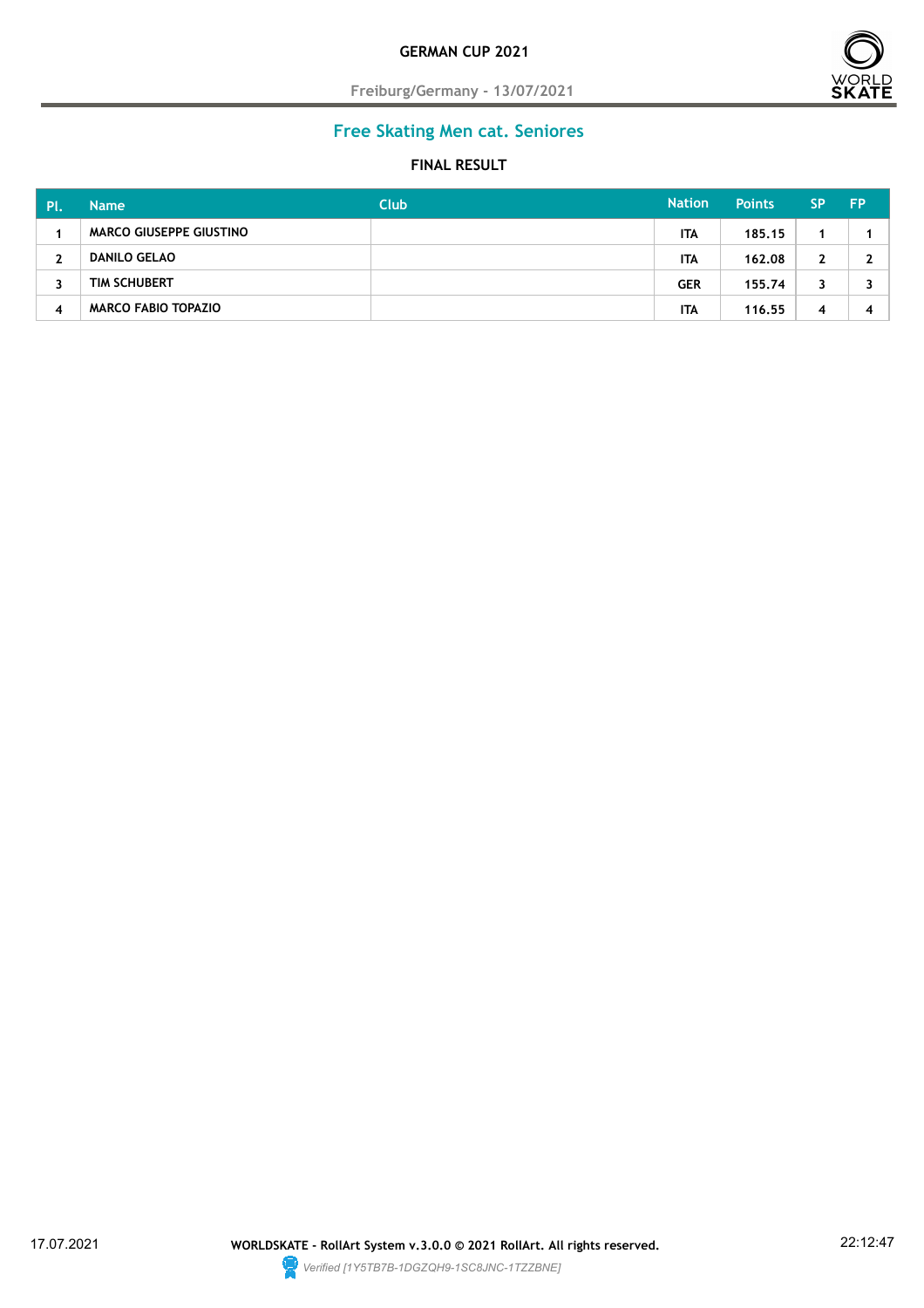GERMAN CUP 2021

Freiburg/Germany - 13/07/2021

## Free Skating Men cat. Seniores

### FINAL RESULT

| Pl. | Name | Club | Nation | Points | SP | FP |
|---|---|---|---|---|---|---|
| 1 | MARCO GIUSEPPE GIUSTINO | | ITA | 185.15 | 1 | 1 |
| 2 | DANILO GELAO | | ITA | 162.08 | 2 | 2 |
| 3 | TIM SCHUBERT | | GER | 155.74 | 3 | 3 |
| 4 | MARCO FABIO TOPAZIO | | ITA | 116.55 | 4 | 4 |

17.07.2021 **WORLDSKATE - RollArt System v.3.0.0 © 2021 RollArt. All rights reserved.** 22:12:47

*Verified [1Y5TB7B-1DGZQH9-1SC8JNC-1TZZBNE]*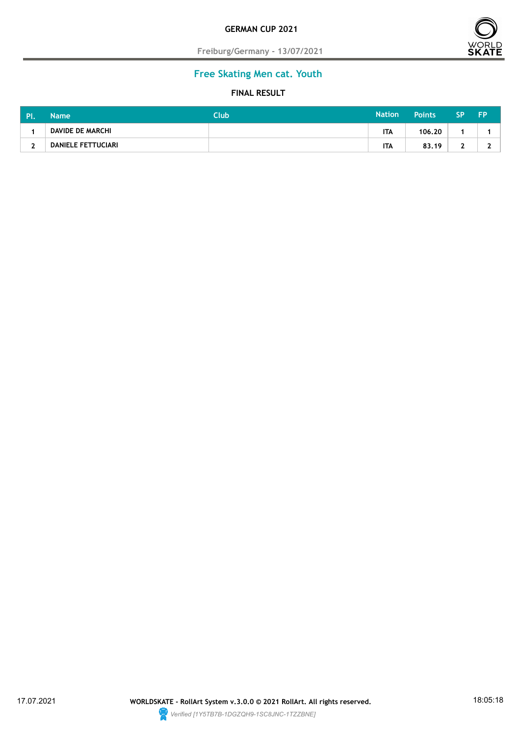GERMAN CUP 2021

Freiburg/Germany - 13/07/2021

## Free Skating Men cat. Youth

### FINAL RESULT

| Pl. | Name | Club | Nation | Points | SP | FP |
|---|---|---|---|---|---|---|
| 1 | DAVIDE DE MARCHI | | ITA | 106.20 | 1 | 1 |
| 2 | DANIELE FETTUCIARI | | ITA | 83.19 | 2 | 2 |

17.07.2021 **WORLDSKATE - RollArt System v.3.0.0 © 2021 RollArt. All rights reserved.** 18:05:18

*Verified [1Y5TB7B-1DGZQH9-1SC8JNC-1TZZBNE]*